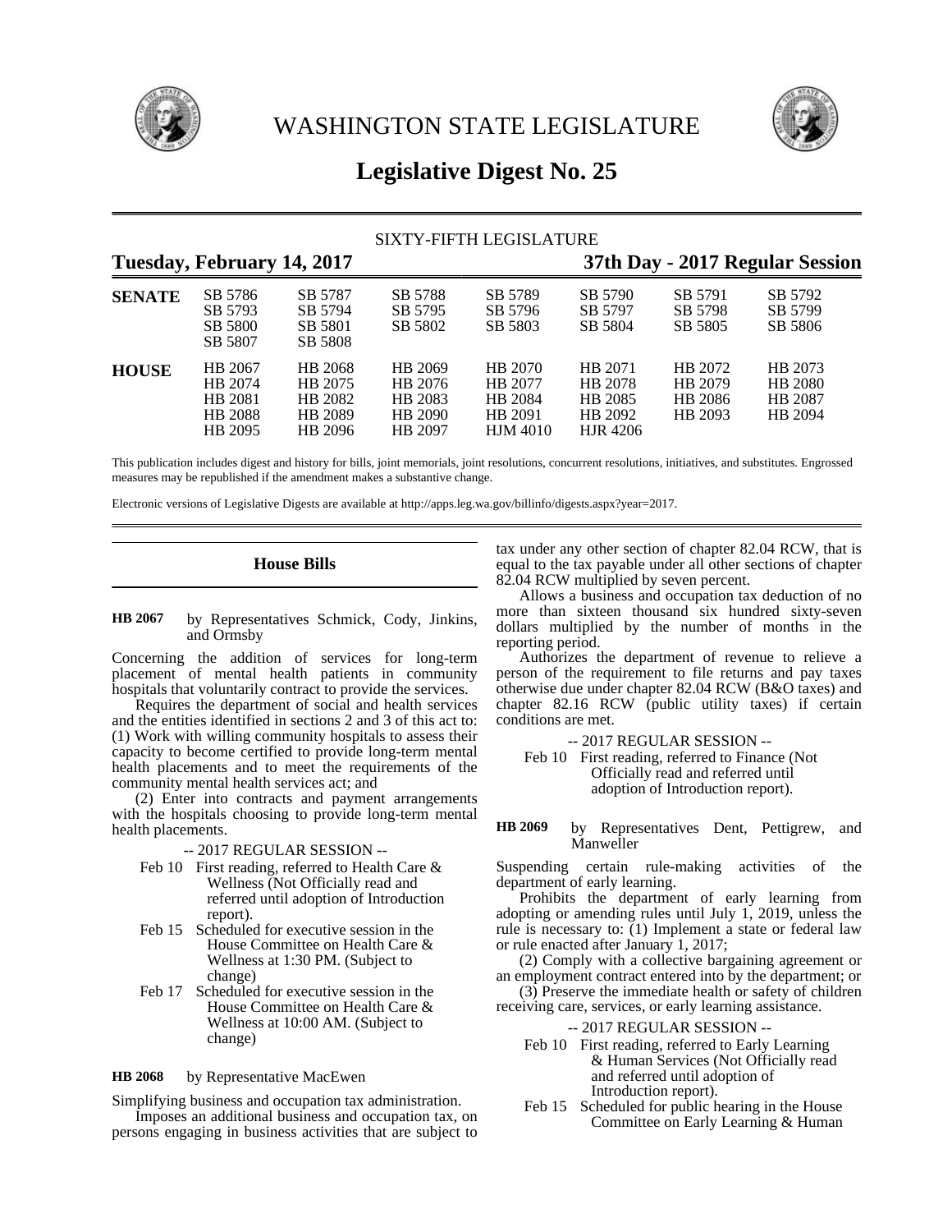# WASHINGTON STATE LEGISLATURE

## Legislative Digest No. 25

SIXTY-FIFTH LEGISLATURE

**Tuesday, February 14, 2017** | **37th Day - 2017 Regular Session**

| | | | | | | | |
|---|---|---|---|---|---|---|---|
| **SENATE** | SB 5786 | SB 5787 | SB 5788 | SB 5789 | SB 5790 | SB 5791 | SB 5792 |
| | SB 5793 | SB 5794 | SB 5795 | SB 5796 | SB 5797 | SB 5798 | SB 5799 |
| | SB 5800 | SB 5801 | SB 5802 | SB 5803 | SB 5804 | SB 5805 | SB 5806 |
| | SB 5807 | SB 5808 | | | | | |
| **HOUSE** | HB 2067 | HB 2068 | HB 2069 | HB 2070 | HB 2071 | HB 2072 | HB 2073 |
| | HB 2074 | HB 2075 | HB 2076 | HB 2077 | HB 2078 | HB 2079 | HB 2080 |
| | HB 2081 | HB 2082 | HB 2083 | HB 2084 | HB 2085 | HB 2086 | HB 2087 |
| | HB 2088 | HB 2089 | HB 2090 | HB 2091 | HB 2092 | HB 2093 | HB 2094 |
| | HB 2095 | HB 2096 | HB 2097 | HJM 4010 | HJR 4206 | | |

This publication includes digest and history for bills, joint memorials, joint resolutions, concurrent resolutions, initiatives, and substitutes. Engrossed measures may be republished if the amendment makes a substantive change.

Electronic versions of Legislative Digests are available at http://apps.leg.wa.gov/billinfo/digests.aspx?year=2017.

### House Bills

**HB 2067** by Representatives Schmick, Cody, Jinkins, and Ormsby

Concerning the addition of services for long-term placement of mental health patients in community hospitals that voluntarily contract to provide the services.

Requires the department of social and health services and the entities identified in sections 2 and 3 of this act to: (1) Work with willing community hospitals to assess their capacity to become certified to provide long-term mental health placements and to meet the requirements of the community mental health services act; and

(2) Enter into contracts and payment arrangements with the hospitals choosing to provide long-term mental health placements.

-- 2017 REGULAR SESSION --

Feb 10 First reading, referred to Health Care & Wellness (Not Officially read and referred until adoption of Introduction report).

Feb 15 Scheduled for executive session in the House Committee on Health Care & Wellness at 1:30 PM. (Subject to change)

Feb 17 Scheduled for executive session in the House Committee on Health Care & Wellness at 10:00 AM. (Subject to change)

**HB 2068** by Representative MacEwen

Simplifying business and occupation tax administration.

Imposes an additional business and occupation tax, on persons engaging in business activities that are subject to tax under any other section of chapter 82.04 RCW, that is equal to the tax payable under all other sections of chapter 82.04 RCW multiplied by seven percent.

Allows a business and occupation tax deduction of no more than sixteen thousand six hundred sixty-seven dollars multiplied by the number of months in the reporting period.

Authorizes the department of revenue to relieve a person of the requirement to file returns and pay taxes otherwise due under chapter 82.04 RCW (B&O taxes) and chapter 82.16 RCW (public utility taxes) if certain conditions are met.

-- 2017 REGULAR SESSION --

Feb 10 First reading, referred to Finance (Not Officially read and referred until adoption of Introduction report).

**HB 2069** by Representatives Dent, Pettigrew, and Manweller

Suspending certain rule-making activities of the department of early learning.

Prohibits the department of early learning from adopting or amending rules until July 1, 2019, unless the rule is necessary to: (1) Implement a state or federal law or rule enacted after January 1, 2017;

(2) Comply with a collective bargaining agreement or an employment contract entered into by the department; or

(3) Preserve the immediate health or safety of children receiving care, services, or early learning assistance.

-- 2017 REGULAR SESSION --

Feb 10 First reading, referred to Early Learning & Human Services (Not Officially read and referred until adoption of Introduction report).

Feb 15 Scheduled for public hearing in the House Committee on Early Learning & Human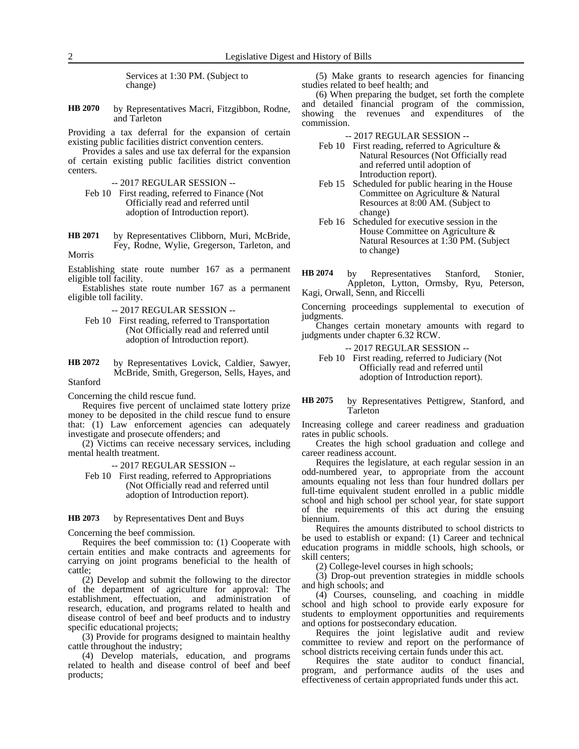Services at 1:30 PM. (Subject to change)

**HB 2070** by Representatives Macri, Fitzgibbon, Rodne, and Tarleton

Providing a tax deferral for the expansion of certain existing public facilities district convention centers.

Provides a sales and use tax deferral for the expansion of certain existing public facilities district convention centers.

-- 2017 REGULAR SESSION --

Feb 10 First reading, referred to Finance (Not Officially read and referred until adoption of Introduction report).

**HB 2071** by Representatives Clibborn, Muri, McBride, Fey, Rodne, Wylie, Gregerson, Tarleton, and Morris

Establishing state route number 167 as a permanent eligible toll facility.

Establishes state route number 167 as a permanent eligible toll facility.

-- 2017 REGULAR SESSION --

Feb 10 First reading, referred to Transportation (Not Officially read and referred until adoption of Introduction report).

**HB 2072** by Representatives Lovick, Caldier, Sawyer, McBride, Smith, Gregerson, Sells, Hayes, and Stanford

Concerning the child rescue fund.

Requires five percent of unclaimed state lottery prize money to be deposited in the child rescue fund to ensure that: (1) Law enforcement agencies can adequately investigate and prosecute offenders; and

(2) Victims can receive necessary services, including mental health treatment.

-- 2017 REGULAR SESSION --

Feb 10 First reading, referred to Appropriations (Not Officially read and referred until adoption of Introduction report).

**HB 2073** by Representatives Dent and Buys

Concerning the beef commission.

Requires the beef commission to: (1) Cooperate with certain entities and make contracts and agreements for carrying on joint programs beneficial to the health of cattle;

(2) Develop and submit the following to the director of the department of agriculture for approval: The establishment, effectuation, and administration of research, education, and programs related to health and disease control of beef and beef products and to industry specific educational projects;

(3) Provide for programs designed to maintain healthy cattle throughout the industry;

(4) Develop materials, education, and programs related to health and disease control of beef and beef products;

(5) Make grants to research agencies for financing studies related to beef health; and

(6) When preparing the budget, set forth the complete and detailed financial program of the commission, showing the revenues and expenditures of the commission.

-- 2017 REGULAR SESSION --

Feb 10 First reading, referred to Agriculture & Natural Resources (Not Officially read and referred until adoption of Introduction report).

Feb 15 Scheduled for public hearing in the House Committee on Agriculture & Natural Resources at 8:00 AM. (Subject to change)

Feb 16 Scheduled for executive session in the House Committee on Agriculture & Natural Resources at 1:30 PM. (Subject to change)

**HB 2074** by Representatives Stanford, Stonier, Appleton, Lytton, Ormsby, Ryu, Peterson, Kagi, Orwall, Senn, and Riccelli

Concerning proceedings supplemental to execution of judgments.

Changes certain monetary amounts with regard to judgments under chapter 6.32 RCW.

-- 2017 REGULAR SESSION --

Feb 10 First reading, referred to Judiciary (Not Officially read and referred until adoption of Introduction report).

**HB 2075** by Representatives Pettigrew, Stanford, and Tarleton

Increasing college and career readiness and graduation rates in public schools.

Creates the high school graduation and college and career readiness account.

Requires the legislature, at each regular session in an odd-numbered year, to appropriate from the account amounts equaling not less than four hundred dollars per full-time equivalent student enrolled in a public middle school and high school per school year, for state support of the requirements of this act during the ensuing biennium.

Requires the amounts distributed to school districts to be used to establish or expand: (1) Career and technical education programs in middle schools, high schools, or skill centers;

(2) College-level courses in high schools;

(3) Drop-out prevention strategies in middle schools and high schools; and

(4) Courses, counseling, and coaching in middle school and high school to provide early exposure for students to employment opportunities and requirements and options for postsecondary education.

Requires the joint legislative audit and review committee to review and report on the performance of school districts receiving certain funds under this act.

Requires the state auditor to conduct financial, program, and performance audits of the uses and effectiveness of certain appropriated funds under this act.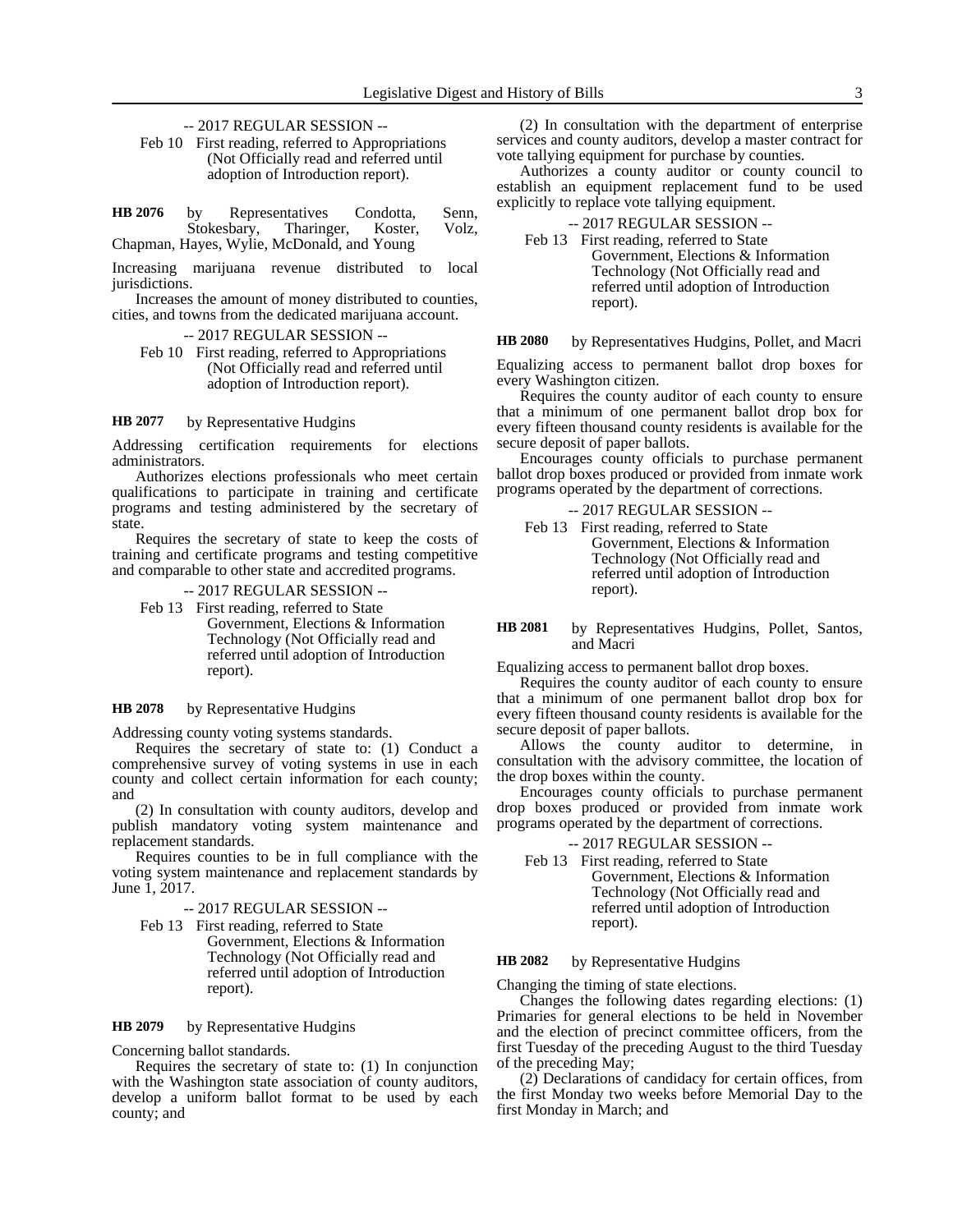-- 2017 REGULAR SESSION --

Feb 10 First reading, referred to Appropriations (Not Officially read and referred until adoption of Introduction report).

**HB 2076** by Representatives Condotta, Senn, Stokesbary, Tharinger, Koster, Volz, Chapman, Hayes, Wylie, McDonald, and Young

Increasing marijuana revenue distributed to local jurisdictions.

Increases the amount of money distributed to counties, cities, and towns from the dedicated marijuana account.

-- 2017 REGULAR SESSION --

Feb 10 First reading, referred to Appropriations (Not Officially read and referred until adoption of Introduction report).

**HB 2077** by Representative Hudgins

Addressing certification requirements for elections administrators.

Authorizes elections professionals who meet certain qualifications to participate in training and certificate programs and testing administered by the secretary of state.

Requires the secretary of state to keep the costs of training and certificate programs and testing competitive and comparable to other state and accredited programs.

-- 2017 REGULAR SESSION --

Feb 13 First reading, referred to State Government, Elections & Information Technology (Not Officially read and referred until adoption of Introduction report).

**HB 2078** by Representative Hudgins

Addressing county voting systems standards.

Requires the secretary of state to: (1) Conduct a comprehensive survey of voting systems in use in each county and collect certain information for each county; and

(2) In consultation with county auditors, develop and publish mandatory voting system maintenance and replacement standards.

Requires counties to be in full compliance with the voting system maintenance and replacement standards by June 1, 2017.

-- 2017 REGULAR SESSION --

Feb 13 First reading, referred to State Government, Elections & Information Technology (Not Officially read and referred until adoption of Introduction report).

**HB 2079** by Representative Hudgins

Concerning ballot standards.

Requires the secretary of state to: (1) In conjunction with the Washington state association of county auditors, develop a uniform ballot format to be used by each county; and

(2) In consultation with the department of enterprise services and county auditors, develop a master contract for vote tallying equipment for purchase by counties.

Authorizes a county auditor or county council to establish an equipment replacement fund to be used explicitly to replace vote tallying equipment.

-- 2017 REGULAR SESSION --

Feb 13 First reading, referred to State Government, Elections & Information Technology (Not Officially read and referred until adoption of Introduction report).

**HB 2080** by Representatives Hudgins, Pollet, and Macri

Equalizing access to permanent ballot drop boxes for every Washington citizen.

Requires the county auditor of each county to ensure that a minimum of one permanent ballot drop box for every fifteen thousand county residents is available for the secure deposit of paper ballots.

Encourages county officials to purchase permanent ballot drop boxes produced or provided from inmate work programs operated by the department of corrections.

-- 2017 REGULAR SESSION --

Feb 13 First reading, referred to State Government, Elections & Information Technology (Not Officially read and referred until adoption of Introduction report).

**HB 2081** by Representatives Hudgins, Pollet, Santos, and Macri

Equalizing access to permanent ballot drop boxes.

Requires the county auditor of each county to ensure that a minimum of one permanent ballot drop box for every fifteen thousand county residents is available for the secure deposit of paper ballots.

Allows the county auditor to determine, in consultation with the advisory committee, the location of the drop boxes within the county.

Encourages county officials to purchase permanent drop boxes produced or provided from inmate work programs operated by the department of corrections.

-- 2017 REGULAR SESSION --

Feb 13 First reading, referred to State Government, Elections & Information Technology (Not Officially read and referred until adoption of Introduction report).

**HB 2082** by Representative Hudgins

Changing the timing of state elections.

Changes the following dates regarding elections: (1) Primaries for general elections to be held in November and the election of precinct committee officers, from the first Tuesday of the preceding August to the third Tuesday of the preceding May;

(2) Declarations of candidacy for certain offices, from the first Monday two weeks before Memorial Day to the first Monday in March; and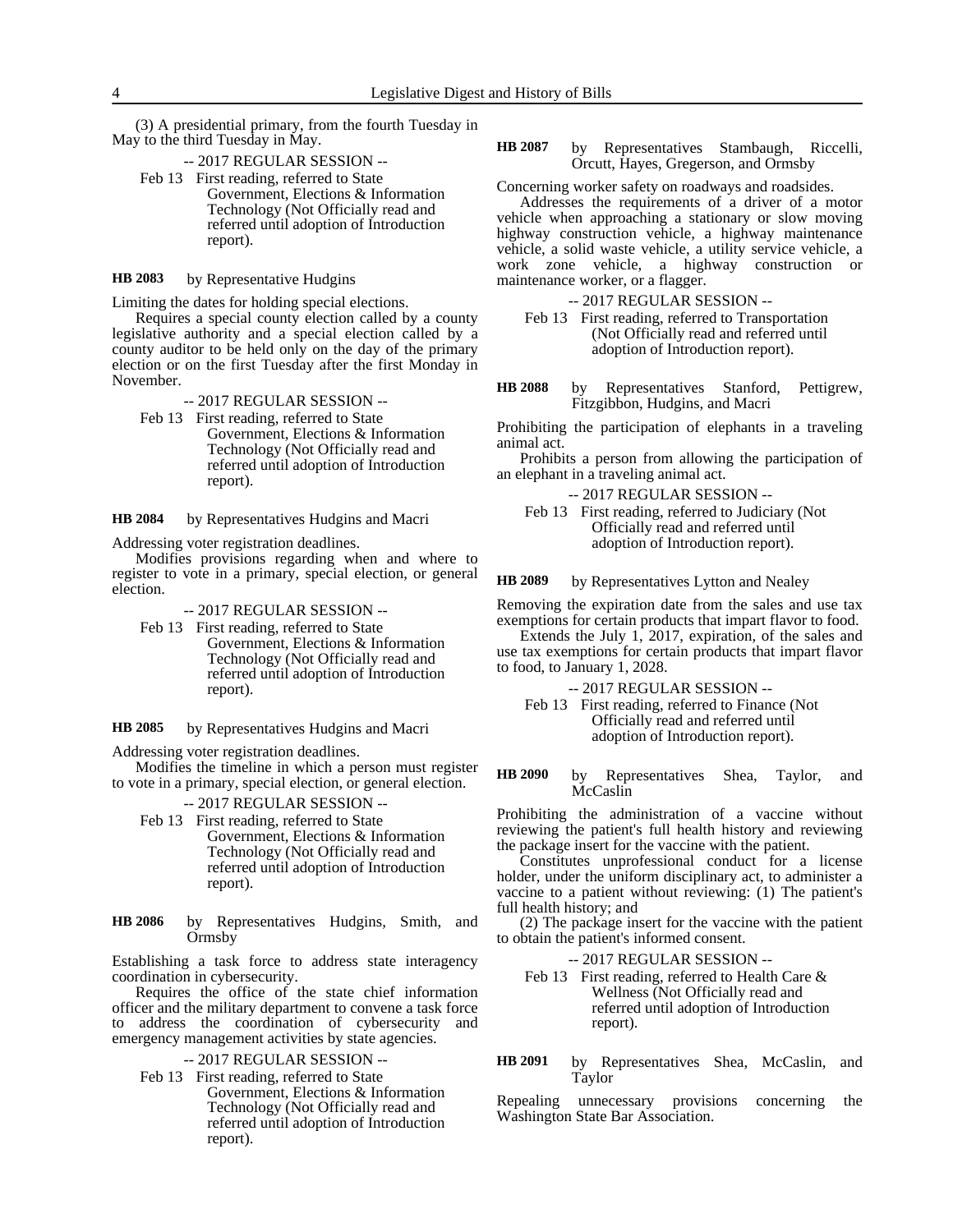(3) A presidential primary, from the fourth Tuesday in May to the third Tuesday in May.

-- 2017 REGULAR SESSION --

Feb 13 First reading, referred to State Government, Elections & Information Technology (Not Officially read and referred until adoption of Introduction report).

**HB 2083** by Representative Hudgins

Limiting the dates for holding special elections.

Requires a special county election called by a county legislative authority and a special election called by a county auditor to be held only on the day of the primary election or on the first Tuesday after the first Monday in November.

-- 2017 REGULAR SESSION --

Feb 13 First reading, referred to State Government, Elections & Information Technology (Not Officially read and referred until adoption of Introduction report).

**HB 2084** by Representatives Hudgins and Macri

Addressing voter registration deadlines.

Modifies provisions regarding when and where to register to vote in a primary, special election, or general election.

-- 2017 REGULAR SESSION --

Feb 13 First reading, referred to State Government, Elections & Information Technology (Not Officially read and referred until adoption of Introduction report).

**HB 2085** by Representatives Hudgins and Macri

Addressing voter registration deadlines.

Modifies the timeline in which a person must register to vote in a primary, special election, or general election.

-- 2017 REGULAR SESSION --

Feb 13 First reading, referred to State Government, Elections & Information Technology (Not Officially read and referred until adoption of Introduction report).

**HB 2086** by Representatives Hudgins, Smith, and Ormsby

Establishing a task force to address state interagency coordination in cybersecurity.

Requires the office of the state chief information officer and the military department to convene a task force to address the coordination of cybersecurity and emergency management activities by state agencies.

-- 2017 REGULAR SESSION --

Feb 13 First reading, referred to State Government, Elections & Information Technology (Not Officially read and referred until adoption of Introduction report).

**HB 2087** by Representatives Stambaugh, Riccelli, Orcutt, Hayes, Gregerson, and Ormsby

Concerning worker safety on roadways and roadsides.

Addresses the requirements of a driver of a motor vehicle when approaching a stationary or slow moving highway construction vehicle, a highway maintenance vehicle, a solid waste vehicle, a utility service vehicle, a work zone vehicle, a highway construction or maintenance worker, or a flagger.

-- 2017 REGULAR SESSION --

Feb 13 First reading, referred to Transportation (Not Officially read and referred until adoption of Introduction report).

**HB 2088** by Representatives Stanford, Pettigrew, Fitzgibbon, Hudgins, and Macri

Prohibiting the participation of elephants in a traveling animal act.

Prohibits a person from allowing the participation of an elephant in a traveling animal act.

-- 2017 REGULAR SESSION --

Feb 13 First reading, referred to Judiciary (Not Officially read and referred until adoption of Introduction report).

**HB 2089** by Representatives Lytton and Nealey

Removing the expiration date from the sales and use tax exemptions for certain products that impart flavor to food.

Extends the July 1, 2017, expiration, of the sales and use tax exemptions for certain products that impart flavor to food, to January 1, 2028.

-- 2017 REGULAR SESSION --

Feb 13 First reading, referred to Finance (Not Officially read and referred until adoption of Introduction report).

**HB 2090** by Representatives Shea, Taylor, and McCaslin

Prohibiting the administration of a vaccine without reviewing the patient's full health history and reviewing the package insert for the vaccine with the patient.

Constitutes unprofessional conduct for a license holder, under the uniform disciplinary act, to administer a vaccine to a patient without reviewing: (1) The patient's full health history; and

(2) The package insert for the vaccine with the patient to obtain the patient's informed consent.

-- 2017 REGULAR SESSION --

Feb 13 First reading, referred to Health Care & Wellness (Not Officially read and referred until adoption of Introduction report).

**HB 2091** by Representatives Shea, McCaslin, and Taylor

Repealing unnecessary provisions concerning the Washington State Bar Association.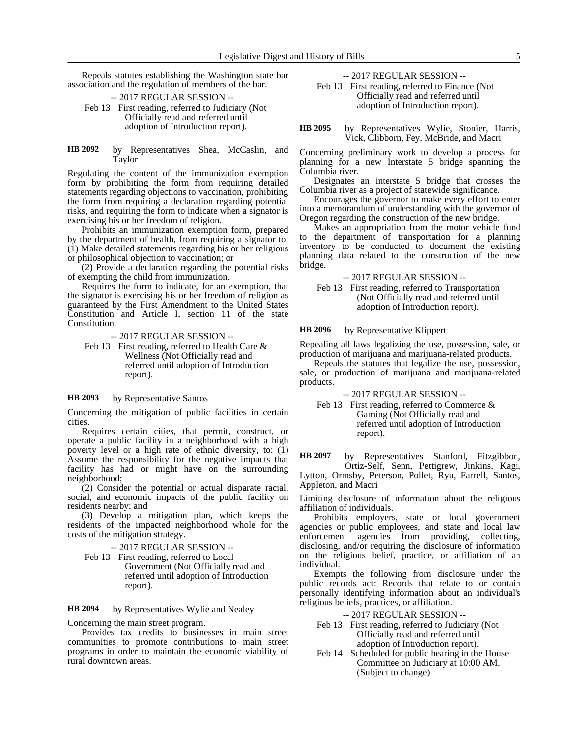Repeals statutes establishing the Washington state bar association and the regulation of members of the bar.

-- 2017 REGULAR SESSION --

Feb 13 First reading, referred to Judiciary (Not Officially read and referred until adoption of Introduction report).

**HB 2092** by Representatives Shea, McCaslin, and Taylor

Regulating the content of the immunization exemption form by prohibiting the form from requiring detailed statements regarding objections to vaccination, prohibiting the form from requiring a declaration regarding potential risks, and requiring the form to indicate when a signator is exercising his or her freedom of religion.

Prohibits an immunization exemption form, prepared by the department of health, from requiring a signator to: (1) Make detailed statements regarding his or her religious or philosophical objection to vaccination; or

(2) Provide a declaration regarding the potential risks of exempting the child from immunization.

Requires the form to indicate, for an exemption, that the signator is exercising his or her freedom of religion as guaranteed by the First Amendment to the United States Constitution and Article I, section 11 of the state Constitution.

-- 2017 REGULAR SESSION --

Feb 13 First reading, referred to Health Care & Wellness (Not Officially read and referred until adoption of Introduction report).

**HB 2093** by Representative Santos

Concerning the mitigation of public facilities in certain cities.

Requires certain cities, that permit, construct, or operate a public facility in a neighborhood with a high poverty level or a high rate of ethnic diversity, to: (1) Assume the responsibility for the negative impacts that facility has had or might have on the surrounding neighborhood;

(2) Consider the potential or actual disparate racial, social, and economic impacts of the public facility on residents nearby; and

(3) Develop a mitigation plan, which keeps the residents of the impacted neighborhood whole for the costs of the mitigation strategy.

-- 2017 REGULAR SESSION --

Feb 13 First reading, referred to Local Government (Not Officially read and referred until adoption of Introduction report).

**HB 2094** by Representatives Wylie and Nealey

Concerning the main street program.

Provides tax credits to businesses in main street communities to promote contributions to main street programs in order to maintain the economic viability of rural downtown areas.

-- 2017 REGULAR SESSION --

Feb 13 First reading, referred to Finance (Not Officially read and referred until adoption of Introduction report).

**HB 2095** by Representatives Wylie, Stonier, Harris, Vick, Clibborn, Fey, McBride, and Macri

Concerning preliminary work to develop a process for planning for a new Interstate 5 bridge spanning the Columbia river.

Designates an interstate 5 bridge that crosses the Columbia river as a project of statewide significance.

Encourages the governor to make every effort to enter into a memorandum of understanding with the governor of Oregon regarding the construction of the new bridge.

Makes an appropriation from the motor vehicle fund to the department of transportation for a planning inventory to be conducted to document the existing planning data related to the construction of the new bridge.

-- 2017 REGULAR SESSION --

Feb 13 First reading, referred to Transportation (Not Officially read and referred until adoption of Introduction report).

**HB 2096** by Representative Klippert

Repealing all laws legalizing the use, possession, sale, or production of marijuana and marijuana-related products.

Repeals the statutes that legalize the use, possession, sale, or production of marijuana and marijuana-related products.

-- 2017 REGULAR SESSION --

Feb 13 First reading, referred to Commerce & Gaming (Not Officially read and referred until adoption of Introduction report).

**HB 2097** by Representatives Stanford, Fitzgibbon, Ortiz-Self, Senn, Pettigrew, Jinkins, Kagi, Lytton, Ormsby, Peterson, Pollet, Ryu, Farrell, Santos, Appleton, and Macri

Limiting disclosure of information about the religious affiliation of individuals.

Prohibits employers, state or local government agencies or public employees, and state and local law enforcement agencies from providing, collecting, disclosing, and/or requiring the disclosure of information on the religious belief, practice, or affiliation of an individual.

Exempts the following from disclosure under the public records act: Records that relate to or contain personally identifying information about an individual's religious beliefs, practices, or affiliation.

-- 2017 REGULAR SESSION --

Feb 13 First reading, referred to Judiciary (Not Officially read and referred until adoption of Introduction report).

Feb 14 Scheduled for public hearing in the House Committee on Judiciary at 10:00 AM. (Subject to change)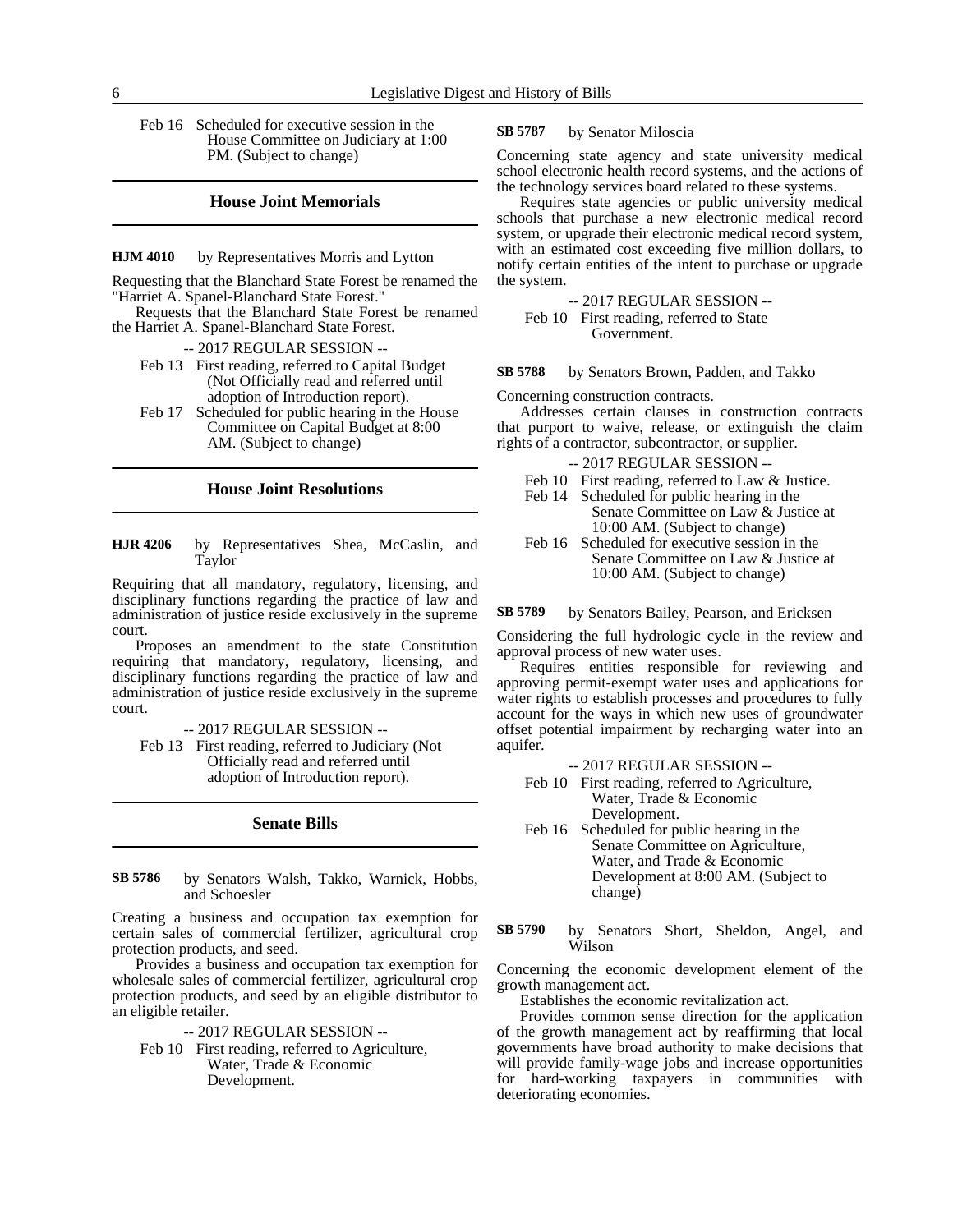Feb 16 Scheduled for executive session in the House Committee on Judiciary at 1:00 PM. (Subject to change)

## House Joint Memorials

**HJM 4010** by Representatives Morris and Lytton

Requesting that the Blanchard State Forest be renamed the "Harriet A. Spanel-Blanchard State Forest."

Requests that the Blanchard State Forest be renamed the Harriet A. Spanel-Blanchard State Forest.

-- 2017 REGULAR SESSION --

Feb 13 First reading, referred to Capital Budget (Not Officially read and referred until adoption of Introduction report).

Feb 17 Scheduled for public hearing in the House Committee on Capital Budget at 8:00 AM. (Subject to change)

## House Joint Resolutions

**HJR 4206** by Representatives Shea, McCaslin, and Taylor

Requiring that all mandatory, regulatory, licensing, and disciplinary functions regarding the practice of law and administration of justice reside exclusively in the supreme court.

Proposes an amendment to the state Constitution requiring that mandatory, regulatory, licensing, and disciplinary functions regarding the practice of law and administration of justice reside exclusively in the supreme court.

-- 2017 REGULAR SESSION --

Feb 13 First reading, referred to Judiciary (Not Officially read and referred until adoption of Introduction report).

## Senate Bills

**SB 5786** by Senators Walsh, Takko, Warnick, Hobbs, and Schoesler

Creating a business and occupation tax exemption for certain sales of commercial fertilizer, agricultural crop protection products, and seed.

Provides a business and occupation tax exemption for wholesale sales of commercial fertilizer, agricultural crop protection products, and seed by an eligible distributor to an eligible retailer.

-- 2017 REGULAR SESSION --

Feb 10 First reading, referred to Agriculture, Water, Trade & Economic Development.

**SB 5787** by Senator Miloscia

Concerning state agency and state university medical school electronic health record systems, and the actions of the technology services board related to these systems.

Requires state agencies or public university medical schools that purchase a new electronic medical record system, or upgrade their electronic medical record system, with an estimated cost exceeding five million dollars, to notify certain entities of the intent to purchase or upgrade the system.

-- 2017 REGULAR SESSION --

Feb 10 First reading, referred to State Government.

**SB 5788** by Senators Brown, Padden, and Takko

Concerning construction contracts.

Addresses certain clauses in construction contracts that purport to waive, release, or extinguish the claim rights of a contractor, subcontractor, or supplier.

-- 2017 REGULAR SESSION --

Feb 10 First reading, referred to Law & Justice.

Feb 14 Scheduled for public hearing in the Senate Committee on Law & Justice at 10:00 AM. (Subject to change)

Feb 16 Scheduled for executive session in the Senate Committee on Law & Justice at 10:00 AM. (Subject to change)

**SB 5789** by Senators Bailey, Pearson, and Ericksen

Considering the full hydrologic cycle in the review and approval process of new water uses.

Requires entities responsible for reviewing and approving permit-exempt water uses and applications for water rights to establish processes and procedures to fully account for the ways in which new uses of groundwater offset potential impairment by recharging water into an aquifer.

-- 2017 REGULAR SESSION --

Feb 10 First reading, referred to Agriculture, Water, Trade & Economic Development.

Feb 16 Scheduled for public hearing in the Senate Committee on Agriculture, Water, and Trade & Economic Development at 8:00 AM. (Subject to change)

**SB 5790** by Senators Short, Sheldon, Angel, and Wilson

Concerning the economic development element of the growth management act.

Establishes the economic revitalization act.

Provides common sense direction for the application of the growth management act by reaffirming that local governments have broad authority to make decisions that will provide family-wage jobs and increase opportunities for hard-working taxpayers in communities with deteriorating economies.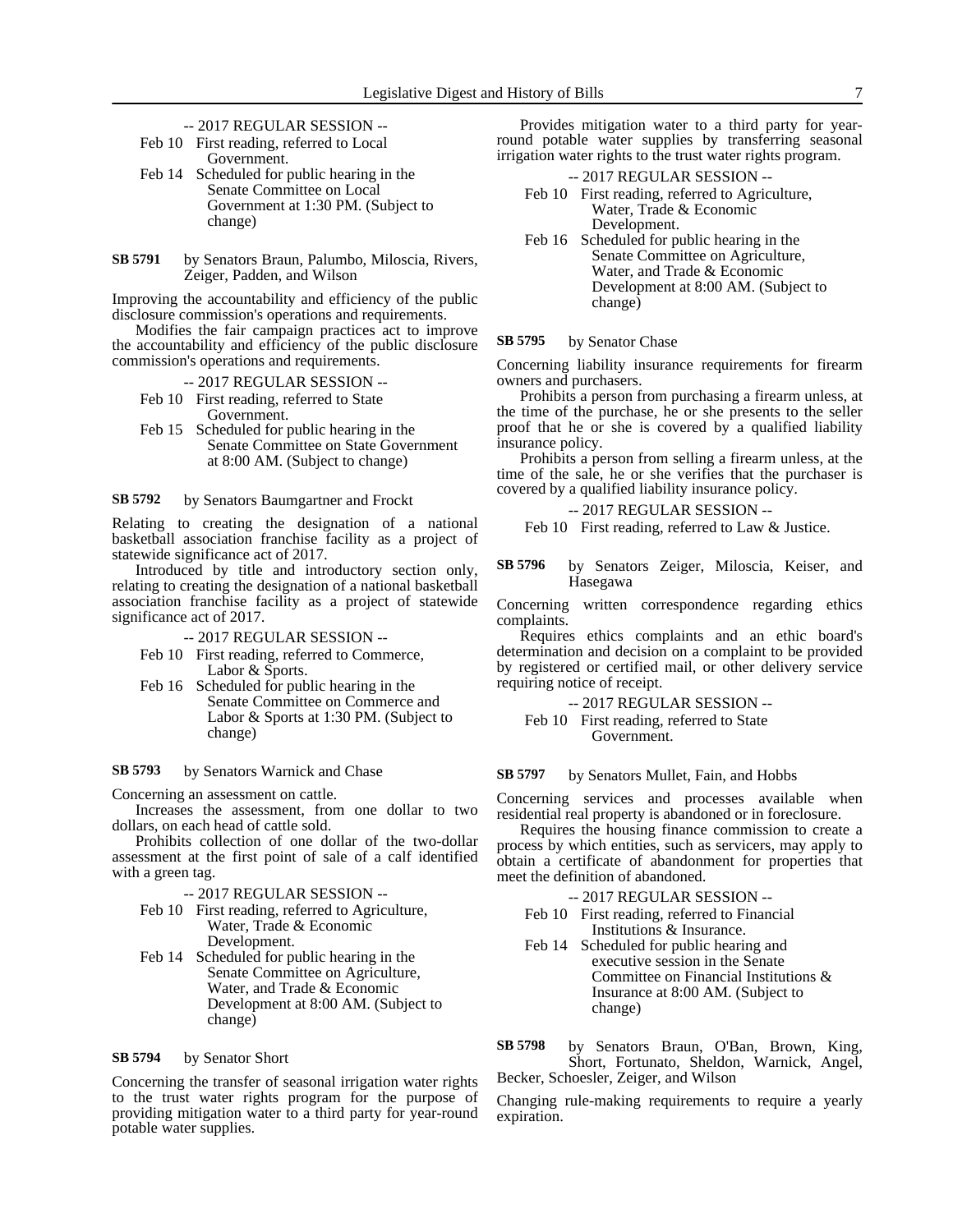-- 2017 REGULAR SESSION --

Feb 10 First reading, referred to Local Government.

Feb 14 Scheduled for public hearing in the Senate Committee on Local Government at 1:30 PM. (Subject to change)

**SB 5791** by Senators Braun, Palumbo, Miloscia, Rivers, Zeiger, Padden, and Wilson

Improving the accountability and efficiency of the public disclosure commission's operations and requirements.

Modifies the fair campaign practices act to improve the accountability and efficiency of the public disclosure commission's operations and requirements.

-- 2017 REGULAR SESSION --

Feb 10 First reading, referred to State Government.

Feb 15 Scheduled for public hearing in the Senate Committee on State Government at 8:00 AM. (Subject to change)

**SB 5792** by Senators Baumgartner and Frockt

Relating to creating the designation of a national basketball association franchise facility as a project of statewide significance act of 2017.

Introduced by title and introductory section only, relating to creating the designation of a national basketball association franchise facility as a project of statewide significance act of 2017.

-- 2017 REGULAR SESSION --

Feb 10 First reading, referred to Commerce, Labor & Sports.

Feb 16 Scheduled for public hearing in the Senate Committee on Commerce and Labor & Sports at 1:30 PM. (Subject to change)

**SB 5793** by Senators Warnick and Chase

Concerning an assessment on cattle.

Increases the assessment, from one dollar to two dollars, on each head of cattle sold.

Prohibits collection of one dollar of the two-dollar assessment at the first point of sale of a calf identified with a green tag.

-- 2017 REGULAR SESSION --

Feb 10 First reading, referred to Agriculture, Water, Trade & Economic Development.

Feb 14 Scheduled for public hearing in the Senate Committee on Agriculture, Water, and Trade & Economic Development at 8:00 AM. (Subject to change)

**SB 5794** by Senator Short

Concerning the transfer of seasonal irrigation water rights to the trust water rights program for the purpose of providing mitigation water to a third party for year-round potable water supplies.

Provides mitigation water to a third party for year-round potable water supplies by transferring seasonal irrigation water rights to the trust water rights program.

-- 2017 REGULAR SESSION --

Feb 10 First reading, referred to Agriculture, Water, Trade & Economic Development.

Feb 16 Scheduled for public hearing in the Senate Committee on Agriculture, Water, and Trade & Economic Development at 8:00 AM. (Subject to change)

**SB 5795** by Senator Chase

Concerning liability insurance requirements for firearm owners and purchasers.

Prohibits a person from purchasing a firearm unless, at the time of the purchase, he or she presents to the seller proof that he or she is covered by a qualified liability insurance policy.

Prohibits a person from selling a firearm unless, at the time of the sale, he or she verifies that the purchaser is covered by a qualified liability insurance policy.

-- 2017 REGULAR SESSION --

Feb 10 First reading, referred to Law & Justice.

**SB 5796** by Senators Zeiger, Miloscia, Keiser, and Hasegawa

Concerning written correspondence regarding ethics complaints.

Requires ethics complaints and an ethic board's determination and decision on a complaint to be provided by registered or certified mail, or other delivery service requiring notice of receipt.

-- 2017 REGULAR SESSION --

Feb 10 First reading, referred to State Government.

**SB 5797** by Senators Mullet, Fain, and Hobbs

Concerning services and processes available when residential real property is abandoned or in foreclosure.

Requires the housing finance commission to create a process by which entities, such as servicers, may apply to obtain a certificate of abandonment for properties that meet the definition of abandoned.

-- 2017 REGULAR SESSION --

Feb 10 First reading, referred to Financial Institutions & Insurance.

Feb 14 Scheduled for public hearing and executive session in the Senate Committee on Financial Institutions & Insurance at 8:00 AM. (Subject to change)

**SB 5798** by Senators Braun, O'Ban, Brown, King, Short, Fortunato, Sheldon, Warnick, Angel, Becker, Schoesler, Zeiger, and Wilson

Changing rule-making requirements to require a yearly expiration.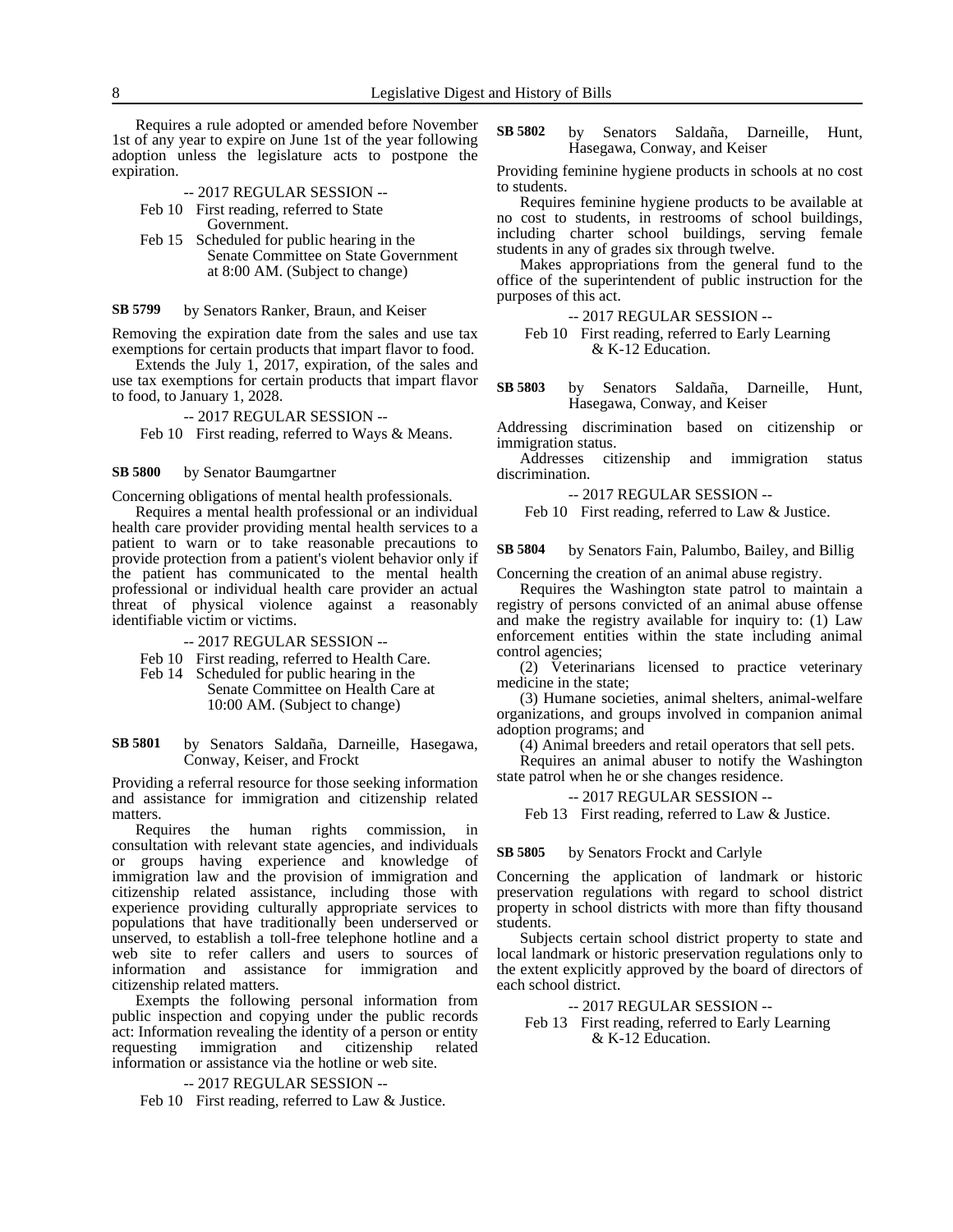Requires a rule adopted or amended before November 1st of any year to expire on June 1st of the year following adoption unless the legislature acts to postpone the expiration.

-- 2017 REGULAR SESSION --

Feb 10 First reading, referred to State Government.

Feb 15 Scheduled for public hearing in the Senate Committee on State Government at 8:00 AM. (Subject to change)

**SB 5799** by Senators Ranker, Braun, and Keiser

Removing the expiration date from the sales and use tax exemptions for certain products that impart flavor to food.

Extends the July 1, 2017, expiration, of the sales and use tax exemptions for certain products that impart flavor to food, to January 1, 2028.

-- 2017 REGULAR SESSION --

Feb 10 First reading, referred to Ways & Means.

**SB 5800** by Senator Baumgartner

Concerning obligations of mental health professionals.

Requires a mental health professional or an individual health care provider providing mental health services to a patient to warn or to take reasonable precautions to provide protection from a patient's violent behavior only if the patient has communicated to the mental health professional or individual health care provider an actual threat of physical violence against a reasonably identifiable victim or victims.

-- 2017 REGULAR SESSION --

Feb 10 First reading, referred to Health Care.

Feb 14 Scheduled for public hearing in the Senate Committee on Health Care at 10:00 AM. (Subject to change)

**SB 5801** by Senators Saldaña, Darneille, Hasegawa, Conway, Keiser, and Frockt

Providing a referral resource for those seeking information and assistance for immigration and citizenship related matters.

Requires the human rights commission, in consultation with relevant state agencies, and individuals or groups having experience and knowledge of immigration law and the provision of immigration and citizenship related assistance, including those with experience providing culturally appropriate services to populations that have traditionally been underserved or unserved, to establish a toll-free telephone hotline and a web site to refer callers and users to sources of information and assistance for immigration and citizenship related matters.

Exempts the following personal information from public inspection and copying under the public records act: Information revealing the identity of a person or entity requesting immigration and citizenship related information or assistance via the hotline or web site.

-- 2017 REGULAR SESSION --

Feb 10 First reading, referred to Law & Justice.

**SB 5802** by Senators Saldaña, Darneille, Hunt, Hasegawa, Conway, and Keiser

Providing feminine hygiene products in schools at no cost to students.

Requires feminine hygiene products to be available at no cost to students, in restrooms of school buildings, including charter school buildings, serving female students in any of grades six through twelve.

Makes appropriations from the general fund to the office of the superintendent of public instruction for the purposes of this act.

-- 2017 REGULAR SESSION --

Feb 10 First reading, referred to Early Learning & K-12 Education.

**SB 5803** by Senators Saldaña, Darneille, Hunt, Hasegawa, Conway, and Keiser

Addressing discrimination based on citizenship or immigration status.

Addresses citizenship and immigration status discrimination.

-- 2017 REGULAR SESSION --

Feb 10 First reading, referred to Law & Justice.

**SB 5804** by Senators Fain, Palumbo, Bailey, and Billig

Concerning the creation of an animal abuse registry.

Requires the Washington state patrol to maintain a registry of persons convicted of an animal abuse offense and make the registry available for inquiry to: (1) Law enforcement entities within the state including animal control agencies;

(2) Veterinarians licensed to practice veterinary medicine in the state;

(3) Humane societies, animal shelters, animal-welfare organizations, and groups involved in companion animal adoption programs; and

(4) Animal breeders and retail operators that sell pets.

Requires an animal abuser to notify the Washington state patrol when he or she changes residence.

-- 2017 REGULAR SESSION --

Feb 13 First reading, referred to Law & Justice.

**SB 5805** by Senators Frockt and Carlyle

Concerning the application of landmark or historic preservation regulations with regard to school district property in school districts with more than fifty thousand students.

Subjects certain school district property to state and local landmark or historic preservation regulations only to the extent explicitly approved by the board of directors of each school district.

-- 2017 REGULAR SESSION --

Feb 13 First reading, referred to Early Learning & K-12 Education.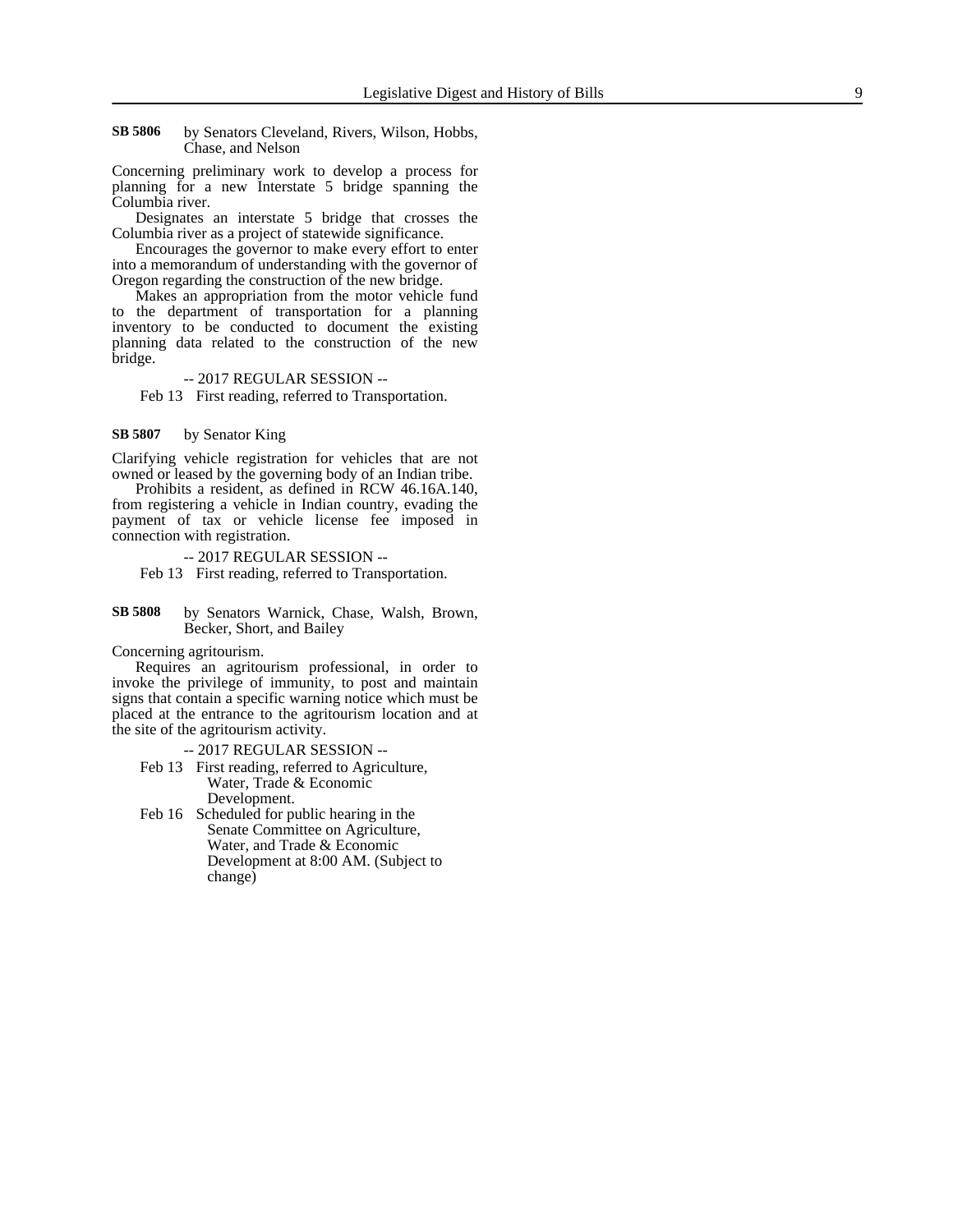**SB 5806** by Senators Cleveland, Rivers, Wilson, Hobbs, Chase, and Nelson

Concerning preliminary work to develop a process for planning for a new Interstate 5 bridge spanning the Columbia river.

Designates an interstate 5 bridge that crosses the Columbia river as a project of statewide significance.

Encourages the governor to make every effort to enter into a memorandum of understanding with the governor of Oregon regarding the construction of the new bridge.

Makes an appropriation from the motor vehicle fund to the department of transportation for a planning inventory to be conducted to document the existing planning data related to the construction of the new bridge.

-- 2017 REGULAR SESSION --

Feb 13 First reading, referred to Transportation.

**SB 5807** by Senator King

Clarifying vehicle registration for vehicles that are not owned or leased by the governing body of an Indian tribe.

Prohibits a resident, as defined in RCW 46.16A.140, from registering a vehicle in Indian country, evading the payment of tax or vehicle license fee imposed in connection with registration.

-- 2017 REGULAR SESSION --

Feb 13 First reading, referred to Transportation.

**SB 5808** by Senators Warnick, Chase, Walsh, Brown, Becker, Short, and Bailey

Concerning agritourism.

Requires an agritourism professional, in order to invoke the privilege of immunity, to post and maintain signs that contain a specific warning notice which must be placed at the entrance to the agritourism location and at the site of the agritourism activity.

-- 2017 REGULAR SESSION --

Feb 13 First reading, referred to Agriculture, Water, Trade & Economic Development.

Feb 16 Scheduled for public hearing in the Senate Committee on Agriculture, Water, and Trade & Economic Development at 8:00 AM. (Subject to change)